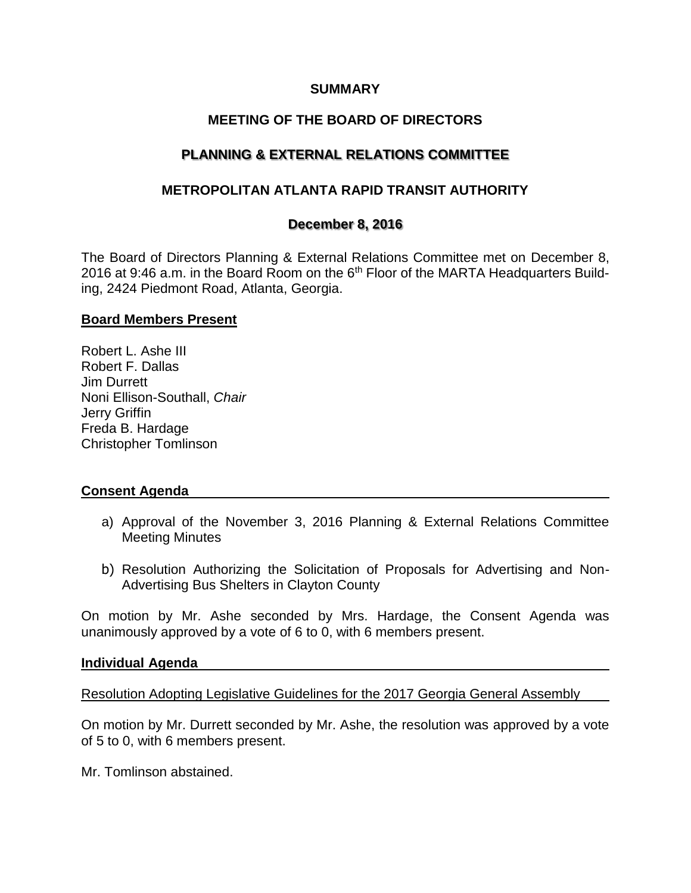**SUMMARY**

**MEETING OF THE BOARD OF DIRECTORS**

**PLANNING & EXTERNAL RELATIONS COMMITTEE**

**METROPOLITAN ATLANTA RAPID TRANSIT AUTHORITY**

**December 8, 2016**

The Board of Directors Planning & External Relations Committee met on December 8, 2016 at 9:46 a.m. in the Board Room on the 6th Floor of the MARTA Headquarters Building, 2424 Piedmont Road, Atlanta, Georgia.

**Board Members Present**

Robert L. Ashe III
Robert F. Dallas
Jim Durrett
Noni Ellison-Southall, *Chair*
Jerry Griffin
Freda B. Hardage
Christopher Tomlinson

**Consent Agenda**

a) Approval of the November 3, 2016 Planning & External Relations Committee Meeting Minutes

b) Resolution Authorizing the Solicitation of Proposals for Advertising and Non-Advertising Bus Shelters in Clayton County

On motion by Mr. Ashe seconded by Mrs. Hardage, the Consent Agenda was unanimously approved by a vote of 6 to 0, with 6 members present.

**Individual Agenda**

Resolution Adopting Legislative Guidelines for the 2017 Georgia General Assembly

On motion by Mr. Durrett seconded by Mr. Ashe, the resolution was approved by a vote of 5 to 0, with 6 members present.

Mr. Tomlinson abstained.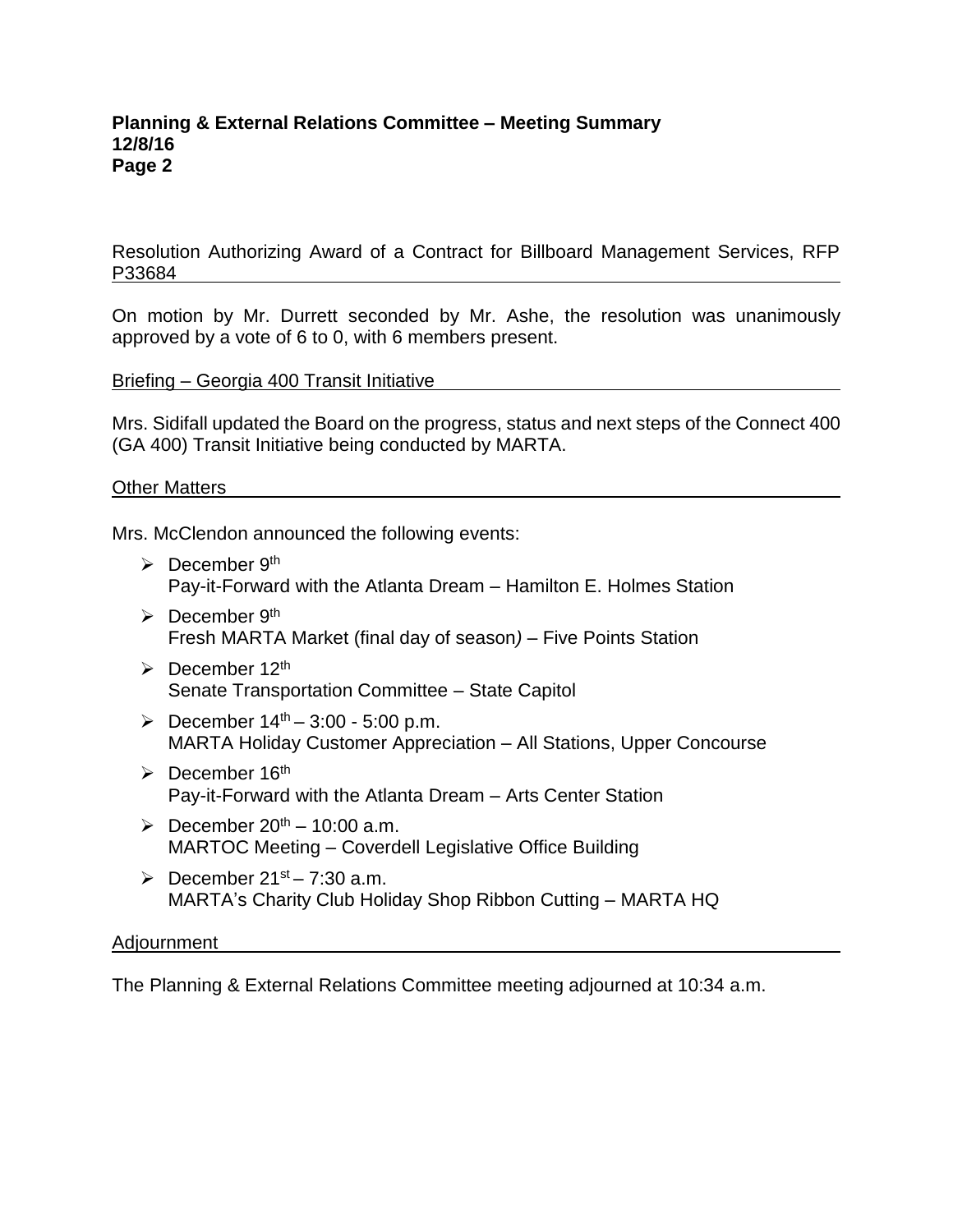Resolution Authorizing Award of a Contract for Billboard Management Services, RFP P33684

On motion by Mr. Durrett seconded by Mr. Ashe, the resolution was unanimously approved by a vote of 6 to 0, with 6 members present.

Briefing – Georgia 400 Transit Initiative

Mrs. Sidifall updated the Board on the progress, status and next steps of the Connect 400 (GA 400) Transit Initiative being conducted by MARTA.

Other Matters

Mrs. McClendon announced the following events:

- December 9th
  Pay-it-Forward with the Atlanta Dream – Hamilton E. Holmes Station
- December 9th
  Fresh MARTA Market (final day of season) – Five Points Station
- December 12th
  Senate Transportation Committee – State Capitol
- December 14th – 3:00 - 5:00 p.m.
  MARTA Holiday Customer Appreciation – All Stations, Upper Concourse
- December 16th
  Pay-it-Forward with the Atlanta Dream – Arts Center Station
- December 20th – 10:00 a.m.
  MARTOC Meeting – Coverdell Legislative Office Building
- December 21st – 7:30 a.m.
  MARTA's Charity Club Holiday Shop Ribbon Cutting – MARTA HQ

Adjournment

The Planning & External Relations Committee meeting adjourned at 10:34 a.m.